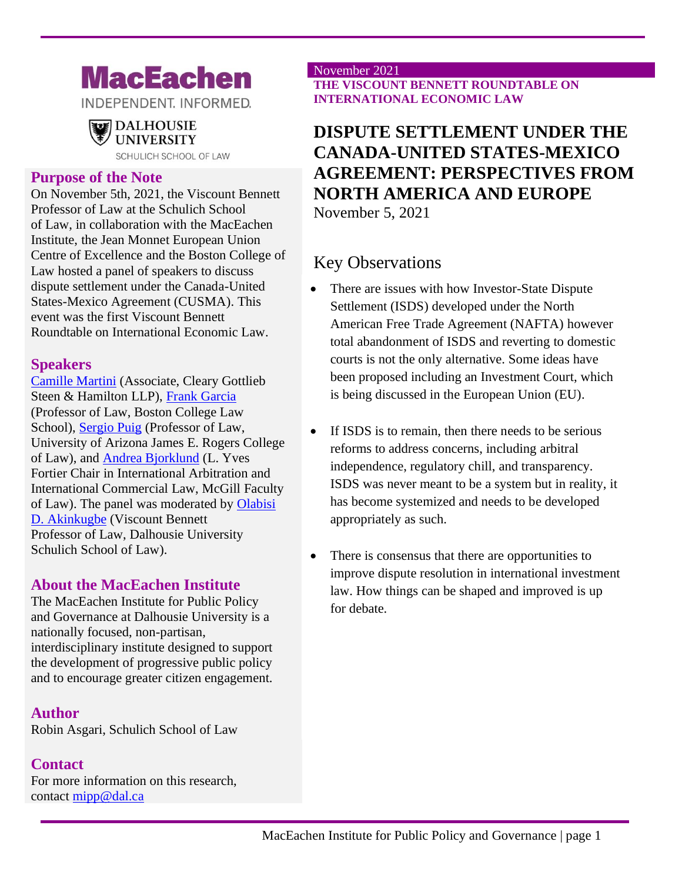MacEachen

INDEPENDENT. INFORMED.

DALHOUSIE UNIVERSITY

SCHULICH SCHOOL OF LAW

November 2021

**THE VISCOUNT BENNETT ROUNDTABLE ON INTERNATIONAL ECONOMIC LAW**

# DISPUTE SETTLEMENT UNDER THE CANADA-UNITED STATES-MEXICO AGREEMENT: PERSPECTIVES FROM NORTH AMERICA AND EUROPE

November 5, 2021

## Purpose of the Note

On November 5th, 2021, the Viscount Bennett Professor of Law at the Schulich School of Law, in collaboration with the MacEachen Institute, the Jean Monnet European Union Centre of Excellence and the Boston College of Law hosted a panel of speakers to discuss dispute settlement under the Canada-United States-Mexico Agreement (CUSMA). This event was the first Viscount Bennett Roundtable on International Economic Law.

## Speakers

Camille Martini (Associate, Cleary Gottlieb Steen & Hamilton LLP), Frank Garcia (Professor of Law, Boston College Law School), Sergio Puig (Professor of Law, University of Arizona James E. Rogers College of Law), and Andrea Bjorklund (L. Yves Fortier Chair in International Arbitration and International Commercial Law, McGill Faculty of Law). The panel was moderated by Olabisi D. Akinkugbe (Viscount Bennett Professor of Law, Dalhousie University Schulich School of Law).

## About the MacEachen Institute

The MacEachen Institute for Public Policy and Governance at Dalhousie University is a nationally focused, non-partisan, interdisciplinary institute designed to support the development of progressive public policy and to encourage greater citizen engagement.

## Author

Robin Asgari, Schulich School of Law

## Contact

For more information on this research, contact mipp@dal.ca

## Key Observations

- There are issues with how Investor-State Dispute Settlement (ISDS) developed under the North American Free Trade Agreement (NAFTA) however total abandonment of ISDS and reverting to domestic courts is not the only alternative. Some ideas have been proposed including an Investment Court, which is being discussed in the European Union (EU).

- If ISDS is to remain, then there needs to be serious reforms to address concerns, including arbitral independence, regulatory chill, and transparency. ISDS was never meant to be a system but in reality, it has become systemized and needs to be developed appropriately as such.

- There is consensus that there are opportunities to improve dispute resolution in international investment law. How things can be shaped and improved is up for debate.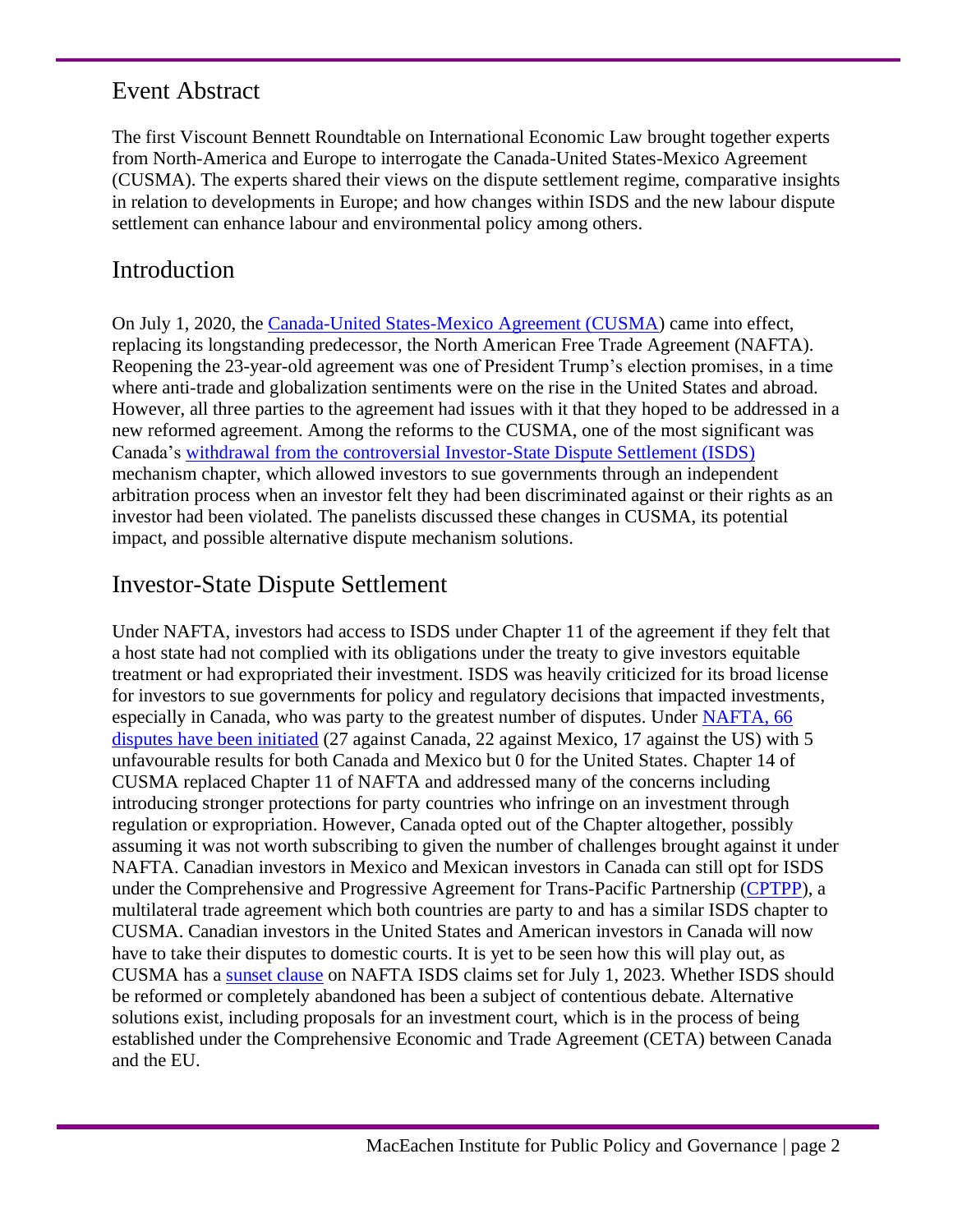## Event Abstract

The first Viscount Bennett Roundtable on International Economic Law brought together experts from North-America and Europe to interrogate the Canada-United States-Mexico Agreement (CUSMA). The experts shared their views on the dispute settlement regime, comparative insights in relation to developments in Europe; and how changes within ISDS and the new labour dispute settlement can enhance labour and environmental policy among others.

## Introduction

On July 1, 2020, the Canada-United States-Mexico Agreement (CUSMA) came into effect, replacing its longstanding predecessor, the North American Free Trade Agreement (NAFTA). Reopening the 23-year-old agreement was one of President Trump's election promises, in a time where anti-trade and globalization sentiments were on the rise in the United States and abroad. However, all three parties to the agreement had issues with it that they hoped to be addressed in a new reformed agreement. Among the reforms to the CUSMA, one of the most significant was Canada's withdrawal from the controversial Investor-State Dispute Settlement (ISDS) mechanism chapter, which allowed investors to sue governments through an independent arbitration process when an investor felt they had been discriminated against or their rights as an investor had been violated. The panelists discussed these changes in CUSMA, its potential impact, and possible alternative dispute mechanism solutions.

## Investor-State Dispute Settlement

Under NAFTA, investors had access to ISDS under Chapter 11 of the agreement if they felt that a host state had not complied with its obligations under the treaty to give investors equitable treatment or had expropriated their investment. ISDS was heavily criticized for its broad license for investors to sue governments for policy and regulatory decisions that impacted investments, especially in Canada, who was party to the greatest number of disputes. Under NAFTA, 66 disputes have been initiated (27 against Canada, 22 against Mexico, 17 against the US) with 5 unfavourable results for both Canada and Mexico but 0 for the United States. Chapter 14 of CUSMA replaced Chapter 11 of NAFTA and addressed many of the concerns including introducing stronger protections for party countries who infringe on an investment through regulation or expropriation. However, Canada opted out of the Chapter altogether, possibly assuming it was not worth subscribing to given the number of challenges brought against it under NAFTA. Canadian investors in Mexico and Mexican investors in Canada can still opt for ISDS under the Comprehensive and Progressive Agreement for Trans-Pacific Partnership (CPTPP), a multilateral trade agreement which both countries are party to and has a similar ISDS chapter to CUSMA. Canadian investors in the United States and American investors in Canada will now have to take their disputes to domestic courts. It is yet to be seen how this will play out, as CUSMA has a sunset clause on NAFTA ISDS claims set for July 1, 2023. Whether ISDS should be reformed or completely abandoned has been a subject of contentious debate. Alternative solutions exist, including proposals for an investment court, which is in the process of being established under the Comprehensive Economic and Trade Agreement (CETA) between Canada and the EU.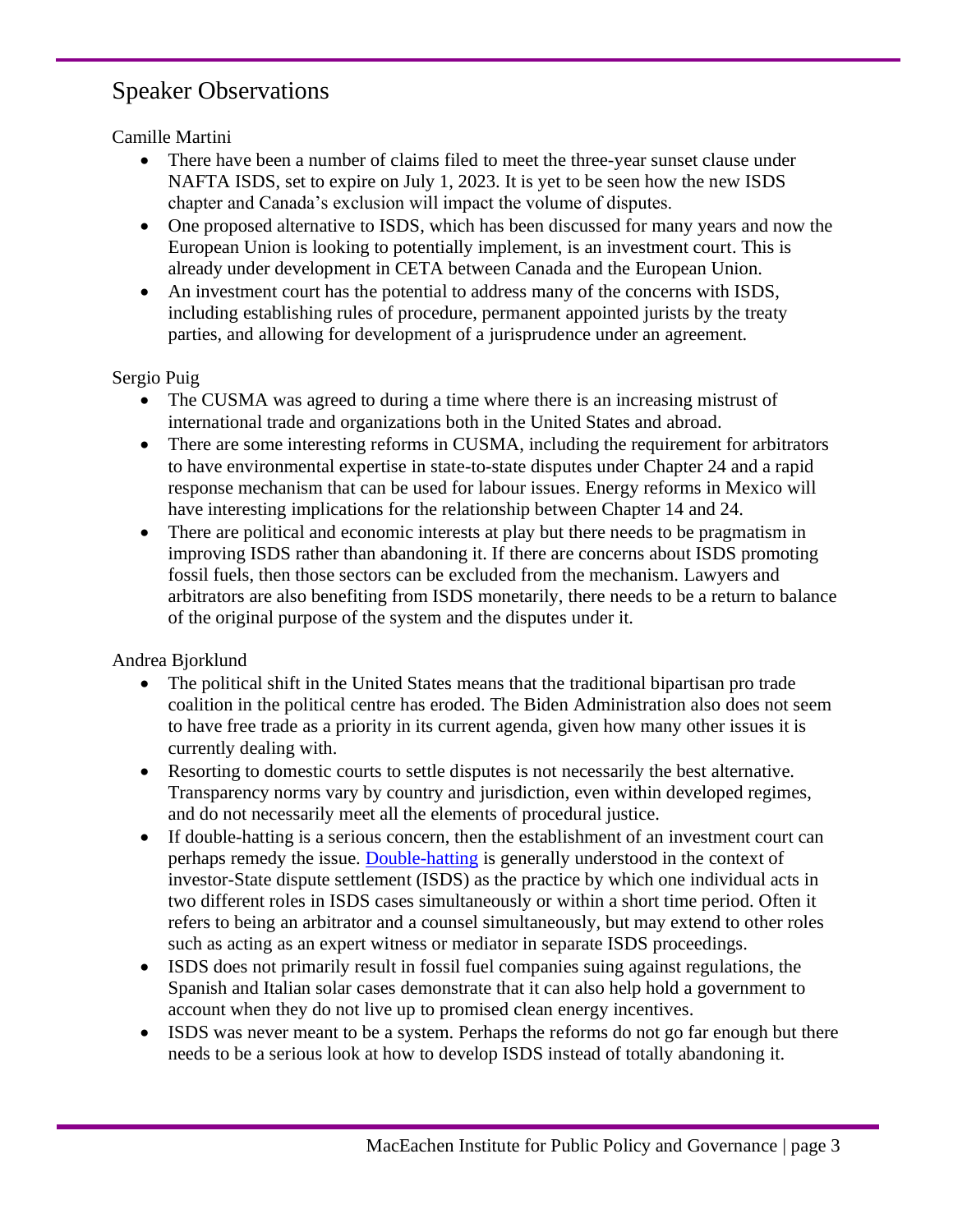## Speaker Observations

Camille Martini

- There have been a number of claims filed to meet the three-year sunset clause under NAFTA ISDS, set to expire on July 1, 2023. It is yet to be seen how the new ISDS chapter and Canada's exclusion will impact the volume of disputes.
- One proposed alternative to ISDS, which has been discussed for many years and now the European Union is looking to potentially implement, is an investment court. This is already under development in CETA between Canada and the European Union.
- An investment court has the potential to address many of the concerns with ISDS, including establishing rules of procedure, permanent appointed jurists by the treaty parties, and allowing for development of a jurisprudence under an agreement.

Sergio Puig

- The CUSMA was agreed to during a time where there is an increasing mistrust of international trade and organizations both in the United States and abroad.
- There are some interesting reforms in CUSMA, including the requirement for arbitrators to have environmental expertise in state-to-state disputes under Chapter 24 and a rapid response mechanism that can be used for labour issues. Energy reforms in Mexico will have interesting implications for the relationship between Chapter 14 and 24.
- There are political and economic interests at play but there needs to be pragmatism in improving ISDS rather than abandoning it. If there are concerns about ISDS promoting fossil fuels, then those sectors can be excluded from the mechanism. Lawyers and arbitrators are also benefiting from ISDS monetarily, there needs to be a return to balance of the original purpose of the system and the disputes under it.

Andrea Bjorklund

- The political shift in the United States means that the traditional bipartisan pro trade coalition in the political centre has eroded. The Biden Administration also does not seem to have free trade as a priority in its current agenda, given how many other issues it is currently dealing with.
- Resorting to domestic courts to settle disputes is not necessarily the best alternative. Transparency norms vary by country and jurisdiction, even within developed regimes, and do not necessarily meet all the elements of procedural justice.
- If double-hatting is a serious concern, then the establishment of an investment court can perhaps remedy the issue. Double-hatting is generally understood in the context of investor-State dispute settlement (ISDS) as the practice by which one individual acts in two different roles in ISDS cases simultaneously or within a short time period. Often it refers to being an arbitrator and a counsel simultaneously, but may extend to other roles such as acting as an expert witness or mediator in separate ISDS proceedings.
- ISDS does not primarily result in fossil fuel companies suing against regulations, the Spanish and Italian solar cases demonstrate that it can also help hold a government to account when they do not live up to promised clean energy incentives.
- ISDS was never meant to be a system. Perhaps the reforms do not go far enough but there needs to be a serious look at how to develop ISDS instead of totally abandoning it.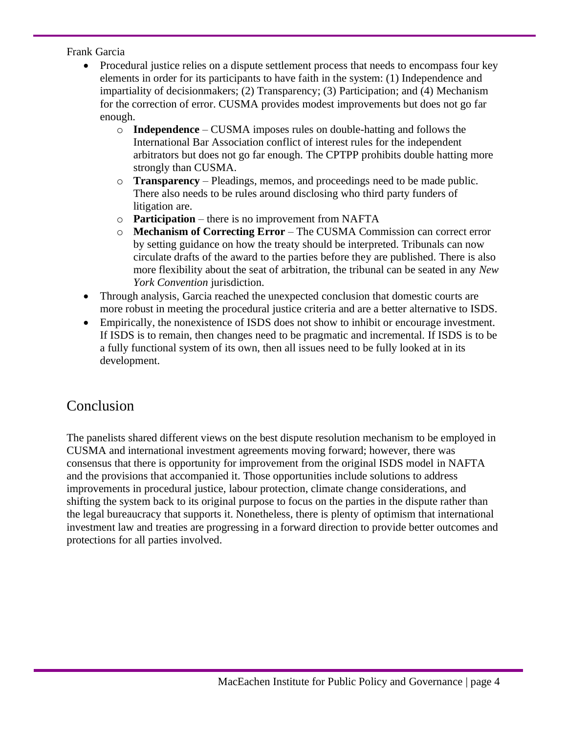Frank Garcia

- Procedural justice relies on a dispute settlement process that needs to encompass four key elements in order for its participants to have faith in the system: (1) Independence and impartiality of decisionmakers; (2) Transparency; (3) Participation; and (4) Mechanism for the correction of error. CUSMA provides modest improvements but does not go far enough.
  - **Independence** – CUSMA imposes rules on double-hatting and follows the International Bar Association conflict of interest rules for the independent arbitrators but does not go far enough. The CPTPP prohibits double hatting more strongly than CUSMA.
  - **Transparency** – Pleadings, memos, and proceedings need to be made public. There also needs to be rules around disclosing who third party funders of litigation are.
  - **Participation** – there is no improvement from NAFTA
  - **Mechanism of Correcting Error** – The CUSMA Commission can correct error by setting guidance on how the treaty should be interpreted. Tribunals can now circulate drafts of the award to the parties before they are published. There is also more flexibility about the seat of arbitration, the tribunal can be seated in any *New York Convention* jurisdiction.
- Through analysis, Garcia reached the unexpected conclusion that domestic courts are more robust in meeting the procedural justice criteria and are a better alternative to ISDS.
- Empirically, the nonexistence of ISDS does not show to inhibit or encourage investment. If ISDS is to remain, then changes need to be pragmatic and incremental. If ISDS is to be a fully functional system of its own, then all issues need to be fully looked at in its development.

## Conclusion

The panelists shared different views on the best dispute resolution mechanism to be employed in CUSMA and international investment agreements moving forward; however, there was consensus that there is opportunity for improvement from the original ISDS model in NAFTA and the provisions that accompanied it. Those opportunities include solutions to address improvements in procedural justice, labour protection, climate change considerations, and shifting the system back to its original purpose to focus on the parties in the dispute rather than the legal bureaucracy that supports it. Nonetheless, there is plenty of optimism that international investment law and treaties are progressing in a forward direction to provide better outcomes and protections for all parties involved.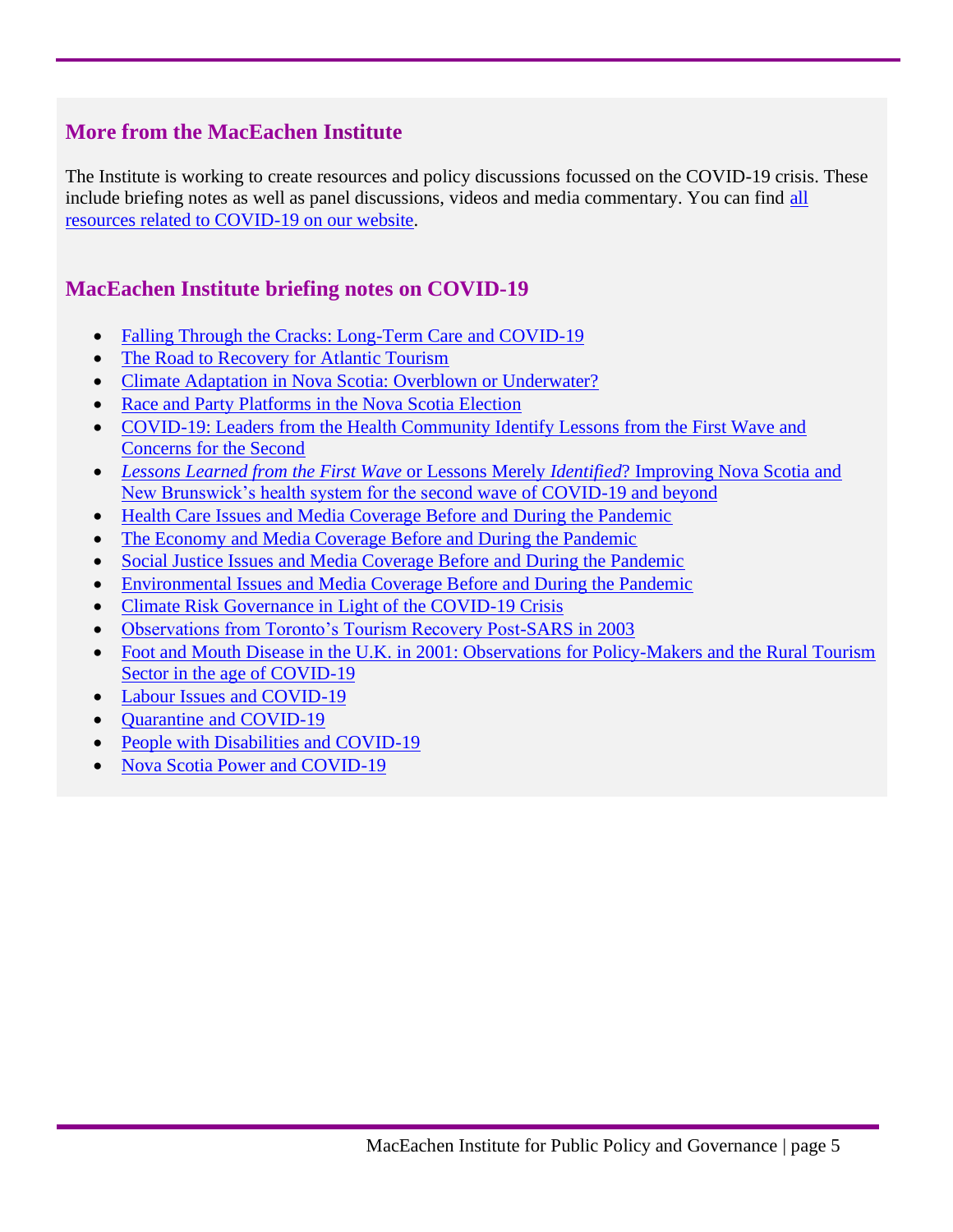## More from the MacEachen Institute

The Institute is working to create resources and policy discussions focussed on the COVID-19 crisis. These include briefing notes as well as panel discussions, videos and media commentary. You can find all resources related to COVID-19 on our website.

## MacEachen Institute briefing notes on COVID-19

- Falling Through the Cracks: Long-Term Care and COVID-19
- The Road to Recovery for Atlantic Tourism
- Climate Adaptation in Nova Scotia: Overblown or Underwater?
- Race and Party Platforms in the Nova Scotia Election
- COVID-19: Leaders from the Health Community Identify Lessons from the First Wave and Concerns for the Second
- *Lessons Learned from the First Wave* or Lessons Merely *Identified*? Improving Nova Scotia and New Brunswick's health system for the second wave of COVID-19 and beyond
- Health Care Issues and Media Coverage Before and During the Pandemic
- The Economy and Media Coverage Before and During the Pandemic
- Social Justice Issues and Media Coverage Before and During the Pandemic
- Environmental Issues and Media Coverage Before and During the Pandemic
- Climate Risk Governance in Light of the COVID-19 Crisis
- Observations from Toronto's Tourism Recovery Post-SARS in 2003
- Foot and Mouth Disease in the U.K. in 2001: Observations for Policy-Makers and the Rural Tourism Sector in the age of COVID-19
- Labour Issues and COVID-19
- Quarantine and COVID-19
- People with Disabilities and COVID-19
- Nova Scotia Power and COVID-19